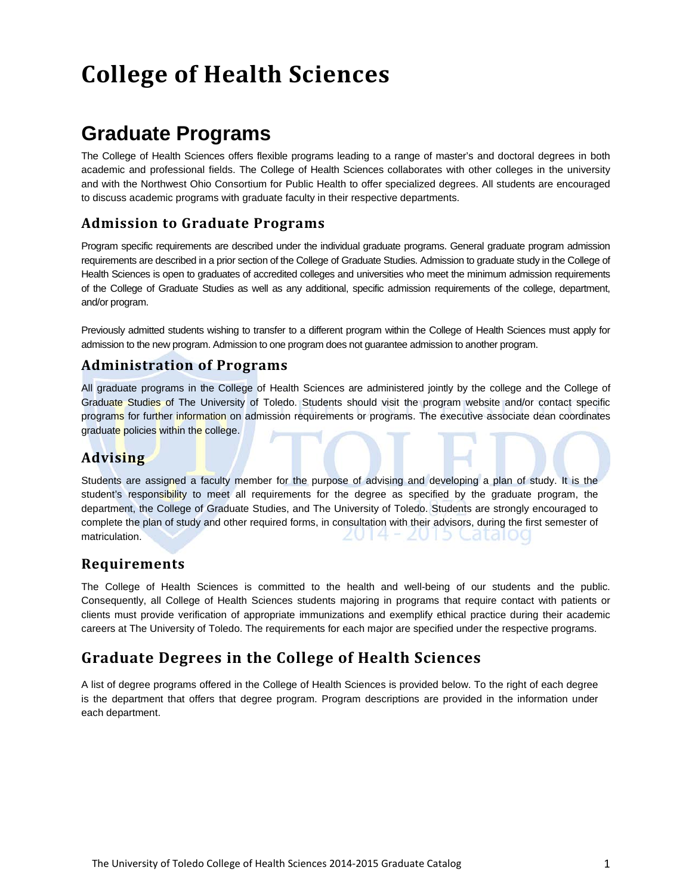# College of Health Sciences

## Graduate Programs

The College of Health Sciences offers flexible programs leading to a range of master's and doctoral degrees in both academic and professional fields. The College of Health Sciences collaborates with other colleges in the university and with the Northwest Ohio Consortium for Public Health to offer specialized degrees. All students are encouraged to discuss academic programs with graduate faculty in their respective departments.

### Admission to Graduate Programs

Program specific requirements are described under the individual graduate programs. General graduate program admission requirements are described in a prior section of the College of Graduate Studies. Admission to graduate study in the College of Health Sciences is open to graduates of accredited colleges and universities who meet the minimum admission requirements of the College of Graduate Studies as well as any additional, specific admission requirements of the college, department, and/or program.

Previously admitted students wishing to transfer to a different program within the College of Health Sciences must apply for admission to the new program. Admission to one program does not guarantee admission to another program.

### Administration of Programs

All graduate programs in the College of Health Sciences are administered jointly by the college and the College of Graduate Studies of The University of Toledo. Students should visit the program website and/or contact specific programs for further information on admission requirements or programs. The executive associate dean coordinates graduate policies within the college.

### Advising

Students are assigned a faculty member for the purpose of advising and developing a plan of study. It is the student's responsibility to meet all requirements for the degree as specified by the graduate program, the department, the College of Graduate Studies, and The University of Toledo. Students are strongly encouraged to complete the plan of study and other required forms, in consultation with their advisors, during the first semester of matriculation.

### Requirements

The College of Health Sciences is committed to the health and well-being of our students and the public. Consequently, all College of Health Sciences students majoring in programs that require contact with patients or clients must provide verification of appropriate immunizations and exemplify ethical practice during their academic careers at The University of Toledo. The requirements for each major are specified under the respective programs.

## Graduate Degrees in the College of Health Sciences

A list of degree programs offered in the College of Health Sciences is provided below. To the right of each degree is the department that offers that degree program. Program descriptions are provided in the information under each department.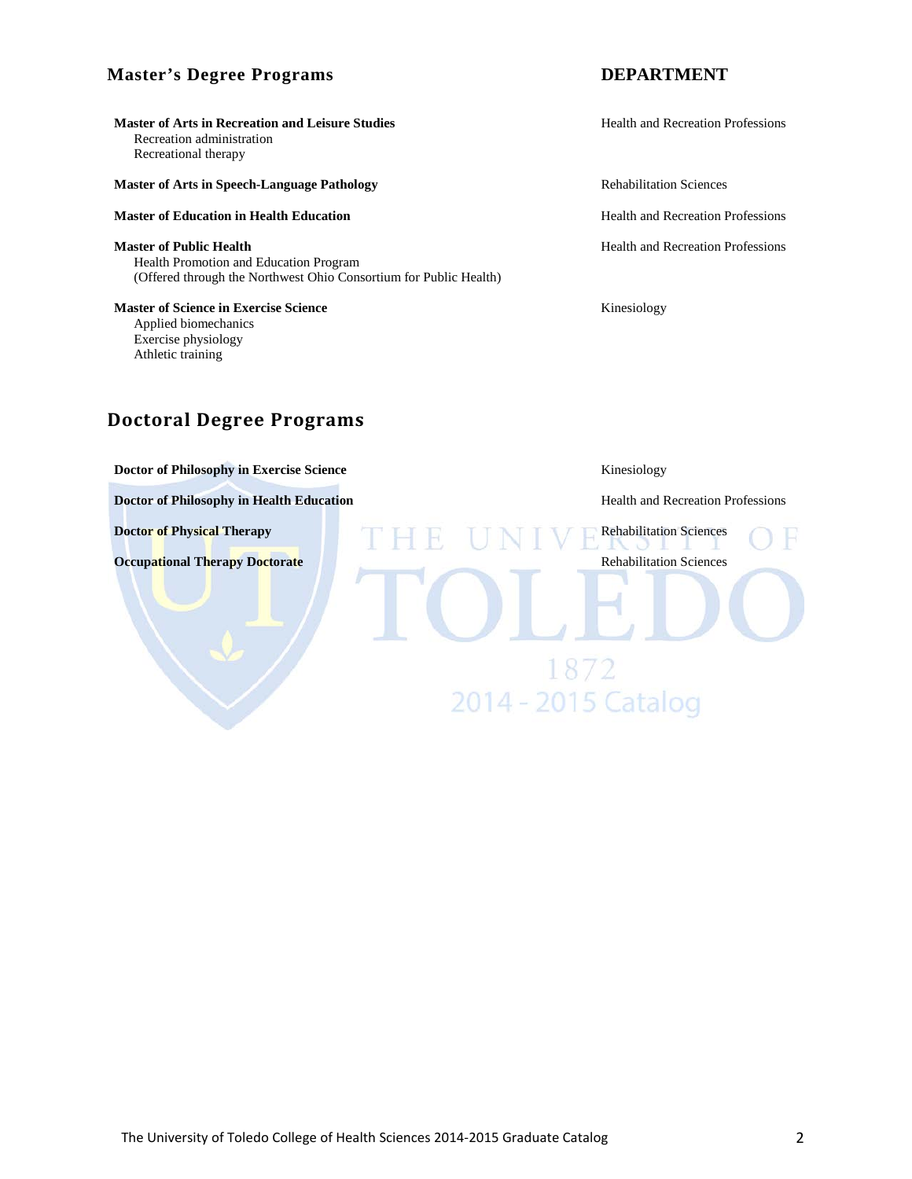## Master's Degree Programs

| Program | DEPARTMENT |
|---|---|
| **Master of Arts in Recreation and Leisure Studies**<br>Recreation administration<br>Recreational therapy | Health and Recreation Professions |
| **Master of Arts in Speech-Language Pathology** | Rehabilitation Sciences |
| **Master of Education in Health Education** | Health and Recreation Professions |
| **Master of Public Health**<br>Health Promotion and Education Program<br>(Offered through the Northwest Ohio Consortium for Public Health) | Health and Recreation Professions |
| **Master of Science in Exercise Science**<br>Applied biomechanics<br>Exercise physiology<br>Athletic training | Kinesiology |

## Doctoral Degree Programs

| Program | Department |
|---|---|
| **Doctor of Philosophy in Exercise Science** | Kinesiology |
| **Doctor of Philosophy in Health Education** | Health and Recreation Professions |
| **Doctor of Physical Therapy** | Rehabilitation Sciences |
| **Occupational Therapy Doctorate** | Rehabilitation Sciences |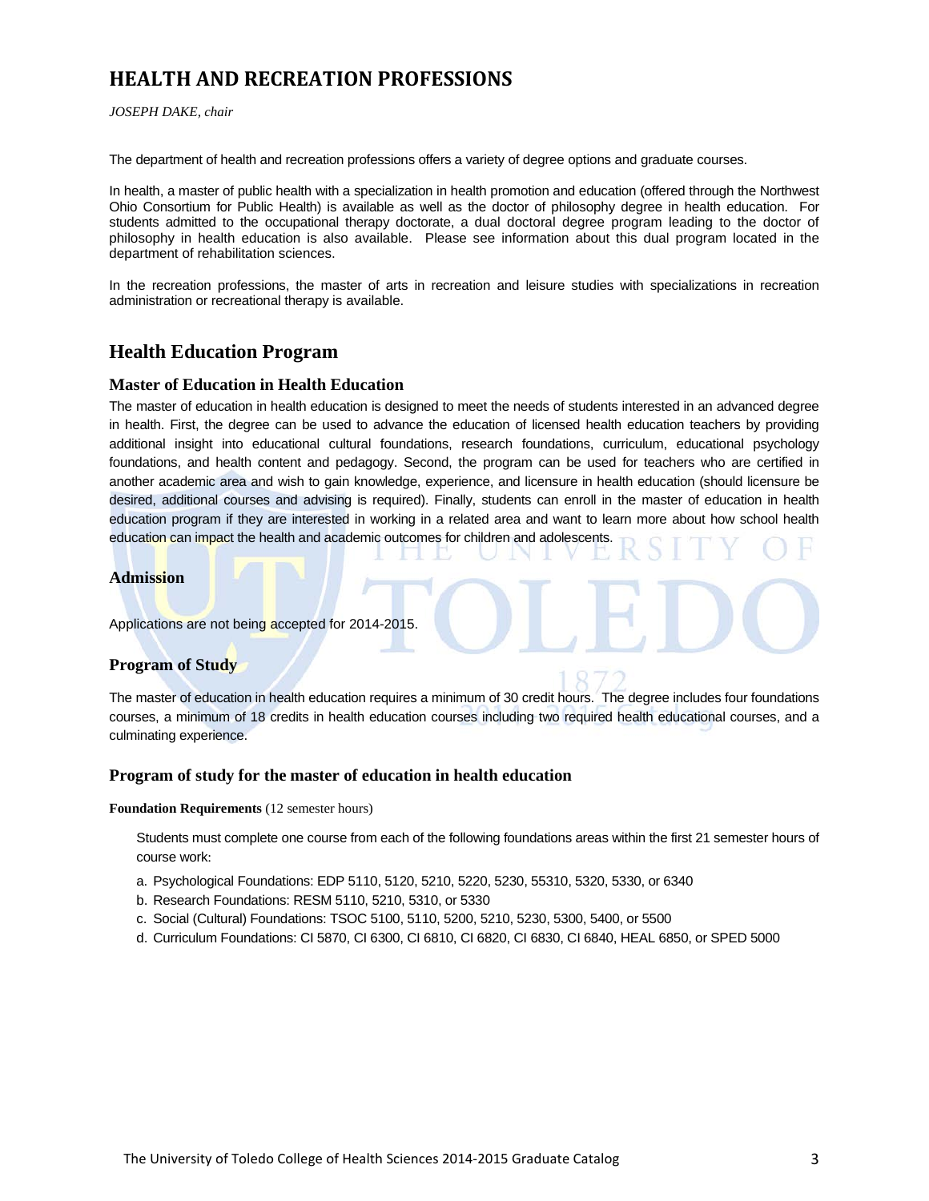# HEALTH AND RECREATION PROFESSIONS

*JOSEPH DAKE, chair*

The department of health and recreation professions offers a variety of degree options and graduate courses.

In health, a master of public health with a specialization in health promotion and education (offered through the Northwest Ohio Consortium for Public Health) is available as well as the doctor of philosophy degree in health education. For students admitted to the occupational therapy doctorate, a dual doctoral degree program leading to the doctor of philosophy in health education is also available. Please see information about this dual program located in the department of rehabilitation sciences.

In the recreation professions, the master of arts in recreation and leisure studies with specializations in recreation administration or recreational therapy is available.

## Health Education Program

### Master of Education in Health Education

The master of education in health education is designed to meet the needs of students interested in an advanced degree in health. First, the degree can be used to advance the education of licensed health education teachers by providing additional insight into educational cultural foundations, research foundations, curriculum, educational psychology foundations, and health content and pedagogy. Second, the program can be used for teachers who are certified in another academic area and wish to gain knowledge, experience, and licensure in health education (should licensure be desired, additional courses and advising is required). Finally, students can enroll in the master of education in health education program if they are interested in working in a related area and want to learn more about how school health education can impact the health and academic outcomes for children and adolescents.

### Admission

Applications are not being accepted for 2014-2015.

### Program of Study

The master of education in health education requires a minimum of 30 credit hours. The degree includes four foundations courses, a minimum of 18 credits in health education courses including two required health educational courses, and a culminating experience.

### Program of study for the master of education in health education

**Foundation Requirements** (12 semester hours)

Students must complete one course from each of the following foundations areas within the first 21 semester hours of course work:

a. Psychological Foundations: EDP 5110, 5120, 5210, 5220, 5230, 55310, 5320, 5330, or 6340
b. Research Foundations: RESM 5110, 5210, 5310, or 5330
c. Social (Cultural) Foundations: TSOC 5100, 5110, 5200, 5210, 5230, 5300, 5400, or 5500
d. Curriculum Foundations: CI 5870, CI 6300, CI 6810, CI 6820, CI 6830, CI 6840, HEAL 6850, or SPED 5000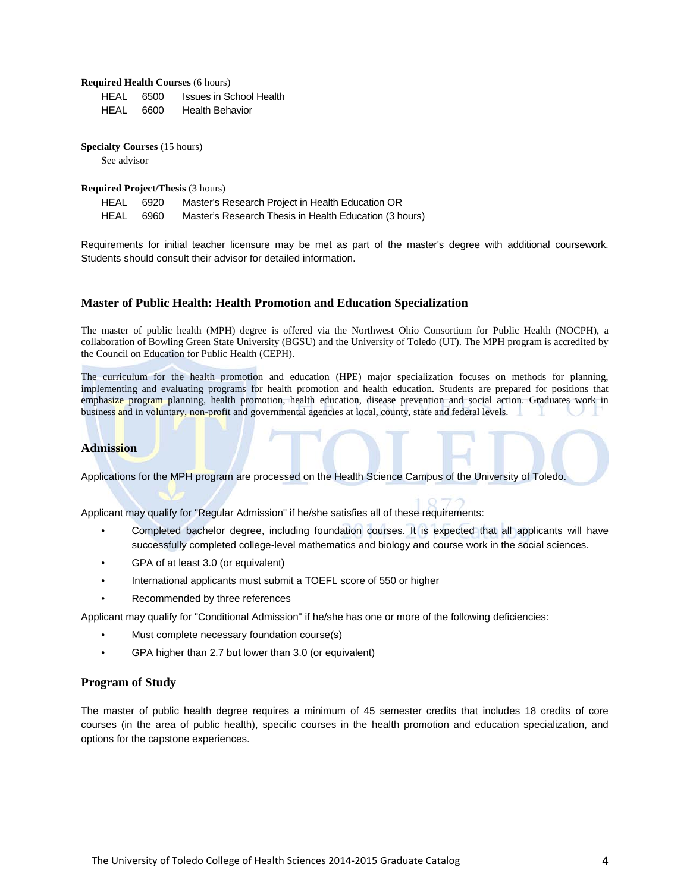**Required Health Courses** (6 hours)

| | | |
|---|---|---|
| HEAL | 6500 | Issues in School Health |
| HEAL | 6600 | Health Behavior |

**Specialty Courses** (15 hours)

See advisor

**Required Project/Thesis** (3 hours)

| | | |
|---|---|---|
| HEAL | 6920 | Master's Research Project in Health Education OR |
| HEAL | 6960 | Master's Research Thesis in Health Education (3 hours) |

Requirements for initial teacher licensure may be met as part of the master's degree with additional coursework. Students should consult their advisor for detailed information.

## Master of Public Health: Health Promotion and Education Specialization

The master of public health (MPH) degree is offered via the Northwest Ohio Consortium for Public Health (NOCPH), a collaboration of Bowling Green State University (BGSU) and the University of Toledo (UT). The MPH program is accredited by the Council on Education for Public Health (CEPH).

The curriculum for the health promotion and education (HPE) major specialization focuses on methods for planning, implementing and evaluating programs for health promotion and health education. Students are prepared for positions that emphasize program planning, health promotion, health education, disease prevention and social action. Graduates work in business and in voluntary, non-profit and governmental agencies at local, county, state and federal levels.

### Admission

Applications for the MPH program are processed on the Health Science Campus of the University of Toledo.

Applicant may qualify for "Regular Admission" if he/she satisfies all of these requirements:

- Completed bachelor degree, including foundation courses. It is expected that all applicants will have successfully completed college-level mathematics and biology and course work in the social sciences.
- GPA of at least 3.0 (or equivalent)
- International applicants must submit a TOEFL score of 550 or higher
- Recommended by three references

Applicant may qualify for "Conditional Admission" if he/she has one or more of the following deficiencies:

- Must complete necessary foundation course(s)
- GPA higher than 2.7 but lower than 3.0 (or equivalent)

### Program of Study

The master of public health degree requires a minimum of 45 semester credits that includes 18 credits of core courses (in the area of public health), specific courses in the health promotion and education specialization, and options for the capstone experiences.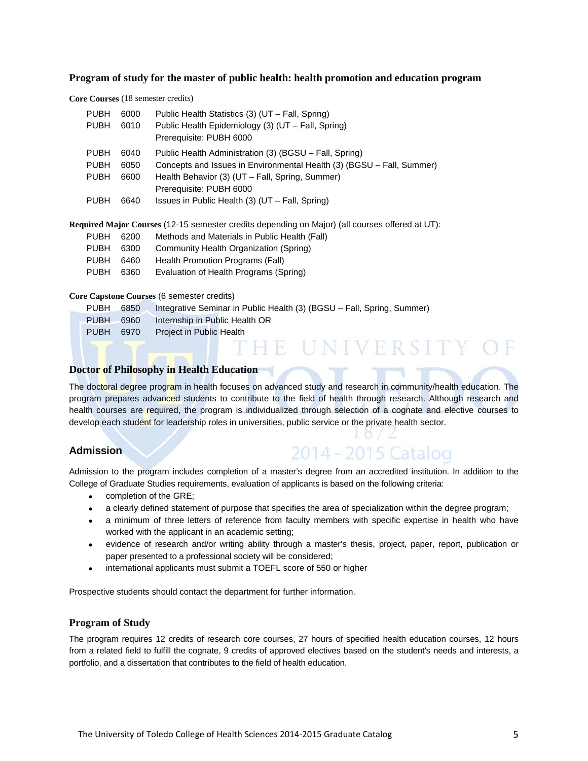### Program of study for the master of public health: health promotion and education program

**Core Courses** (18 semester credits)

| | | |
|---|---|---|
| PUBH | 6000 | Public Health Statistics (3) (UT – Fall, Spring) |
| PUBH | 6010 | Public Health Epidemiology (3) (UT – Fall, Spring)<br>Prerequisite: PUBH 6000 |
| PUBH | 6040 | Public Health Administration (3) (BGSU – Fall, Spring) |
| PUBH | 6050 | Concepts and Issues in Environmental Health (3) (BGSU – Fall, Summer) |
| PUBH | 6600 | Health Behavior (3) (UT – Fall, Spring, Summer)<br>Prerequisite: PUBH 6000 |
| PUBH | 6640 | Issues in Public Health (3) (UT – Fall, Spring) |

**Required Major Courses** (12-15 semester credits depending on Major) (all courses offered at UT):

| | | |
|---|---|---|
| PUBH | 6200 | Methods and Materials in Public Health (Fall) |
| PUBH | 6300 | Community Health Organization (Spring) |
| PUBH | 6460 | Health Promotion Programs (Fall) |
| PUBH | 6360 | Evaluation of Health Programs (Spring) |

**Core Capstone Courses** (6 semester credits)

| | | |
|---|---|---|
| PUBH | 6850 | Integrative Seminar in Public Health (3) (BGSU – Fall, Spring, Summer) |
| PUBH | 6960 | Internship in Public Health OR |
| PUBH | 6970 | Project in Public Health |

### Doctor of Philosophy in Health Education

The doctoral degree program in health focuses on advanced study and research in community/health education. The program prepares advanced students to contribute to the field of health through research. Although research and health courses are required, the program is individualized through selection of a cognate and elective courses to develop each student for leadership roles in universities, public service or the private health sector.

## Admission

Admission to the program includes completion of a master's degree from an accredited institution. In addition to the College of Graduate Studies requirements, evaluation of applicants is based on the following criteria:

- completion of the GRE;
- a clearly defined statement of purpose that specifies the area of specialization within the degree program;
- a minimum of three letters of reference from faculty members with specific expertise in health who have worked with the applicant in an academic setting;
- evidence of research and/or writing ability through a master's thesis, project, paper, report, publication or paper presented to a professional society will be considered;
- international applicants must submit a TOEFL score of 550 or higher

Prospective students should contact the department for further information.

### Program of Study

The program requires 12 credits of research core courses, 27 hours of specified health education courses, 12 hours from a related field to fulfill the cognate, 9 credits of approved electives based on the student's needs and interests, a portfolio, and a dissertation that contributes to the field of health education.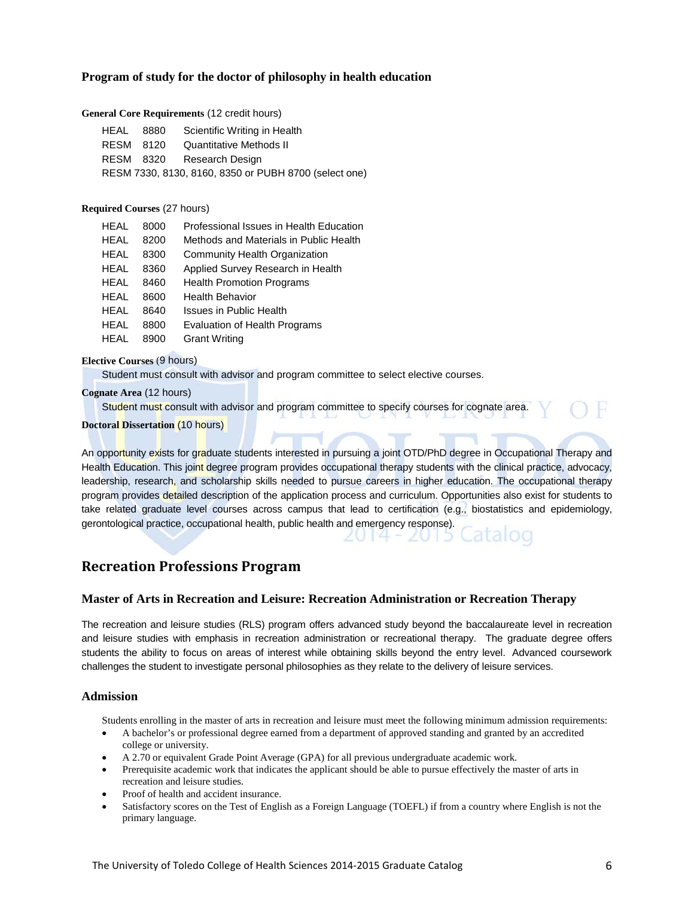### Program of study for the doctor of philosophy in health education

**General Core Requirements** (12 credit hours)

| | | |
|---|---|---|
| HEAL | 8880 | Scientific Writing in Health |
| RESM | 8120 | Quantitative Methods II |
| RESM | 8320 | Research Design |

RESM 7330, 8130, 8160, 8350 or PUBH 8700 (select one)

**Required Courses** (27 hours)

| | | |
|---|---|---|
| HEAL | 8000 | Professional Issues in Health Education |
| HEAL | 8200 | Methods and Materials in Public Health |
| HEAL | 8300 | Community Health Organization |
| HEAL | 8360 | Applied Survey Research in Health |
| HEAL | 8460 | Health Promotion Programs |
| HEAL | 8600 | Health Behavior |
| HEAL | 8640 | Issues in Public Health |
| HEAL | 8800 | Evaluation of Health Programs |
| HEAL | 8900 | Grant Writing |

**Elective Courses** (9 hours)

Student must consult with advisor and program committee to select elective courses.

**Cognate Area** (12 hours)

Student must consult with advisor and program committee to specify courses for cognate area.

**Doctoral Dissertation** (10 hours)

An opportunity exists for graduate students interested in pursuing a joint OTD/PhD degree in Occupational Therapy and Health Education. This joint degree program provides occupational therapy students with the clinical practice, advocacy, leadership, research, and scholarship skills needed to pursue careers in higher education. The occupational therapy program provides detailed description of the application process and curriculum. Opportunities also exist for students to take related graduate level courses across campus that lead to certification (e.g., biostatistics and epidemiology, gerontological practice, occupational health, public health and emergency response).

## Recreation Professions Program

### Master of Arts in Recreation and Leisure: Recreation Administration or Recreation Therapy

The recreation and leisure studies (RLS) program offers advanced study beyond the baccalaureate level in recreation and leisure studies with emphasis in recreation administration or recreational therapy. The graduate degree offers students the ability to focus on areas of interest while obtaining skills beyond the entry level. Advanced coursework challenges the student to investigate personal philosophies as they relate to the delivery of leisure services.

### Admission

Students enrolling in the master of arts in recreation and leisure must meet the following minimum admission requirements:

- A bachelor's or professional degree earned from a department of approved standing and granted by an accredited college or university.
- A 2.70 or equivalent Grade Point Average (GPA) for all previous undergraduate academic work.
- Prerequisite academic work that indicates the applicant should be able to pursue effectively the master of arts in recreation and leisure studies.
- Proof of health and accident insurance.
- Satisfactory scores on the Test of English as a Foreign Language (TOEFL) if from a country where English is not the primary language.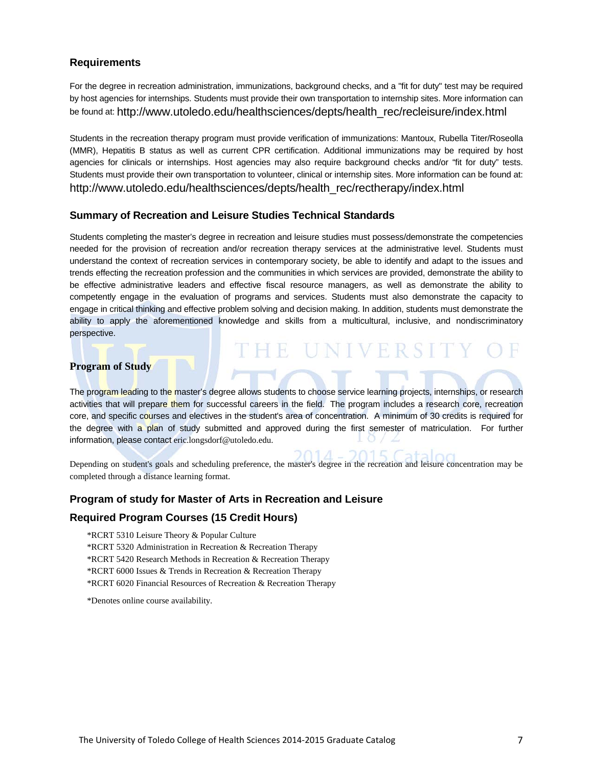## Requirements

For the degree in recreation administration, immunizations, background checks, and a "fit for duty" test may be required by host agencies for internships. Students must provide their own transportation to internship sites. More information can be found at: http://www.utoledo.edu/healthsciences/depts/health_rec/recleisure/index.html

Students in the recreation therapy program must provide verification of immunizations: Mantoux, Rubella Titer/Roseolla (MMR), Hepatitis B status as well as current CPR certification. Additional immunizations may be required by host agencies for clinicals or internships. Host agencies may also require background checks and/or "fit for duty" tests. Students must provide their own transportation to volunteer, clinical or internship sites. More information can be found at: http://www.utoledo.edu/healthsciences/depts/health_rec/rectherapy/index.html

## Summary of Recreation and Leisure Studies Technical Standards

Students completing the master's degree in recreation and leisure studies must possess/demonstrate the competencies needed for the provision of recreation and/or recreation therapy services at the administrative level. Students must understand the context of recreation services in contemporary society, be able to identify and adapt to the issues and trends effecting the recreation profession and the communities in which services are provided, demonstrate the ability to be effective administrative leaders and effective fiscal resource managers, as well as demonstrate the ability to competently engage in the evaluation of programs and services. Students must also demonstrate the capacity to engage in critical thinking and effective problem solving and decision making. In addition, students must demonstrate the ability to apply the aforementioned knowledge and skills from a multicultural, inclusive, and nondiscriminatory perspective.

## Program of Study

The program leading to the master's degree allows students to choose service learning projects, internships, or research activities that will prepare them for successful careers in the field. The program includes a research core, recreation core, and specific courses and electives in the student's area of concentration. A minimum of 30 credits is required for the degree with a plan of study submitted and approved during the first semester of matriculation. For further information, please contact eric.longsdorf@utoledo.edu.

Depending on student's goals and scheduling preference, the master's degree in the recreation and leisure concentration may be completed through a distance learning format.

## Program of study for Master of Arts in Recreation and Leisure

## Required Program Courses (15 Credit Hours)

*RCRT 5310 Leisure Theory & Popular Culture
*RCRT 5320 Administration in Recreation & Recreation Therapy
*RCRT 5420 Research Methods in Recreation & Recreation Therapy
*RCRT 6000 Issues & Trends in Recreation & Recreation Therapy
*RCRT 6020 Financial Resources of Recreation & Recreation Therapy

*Denotes online course availability.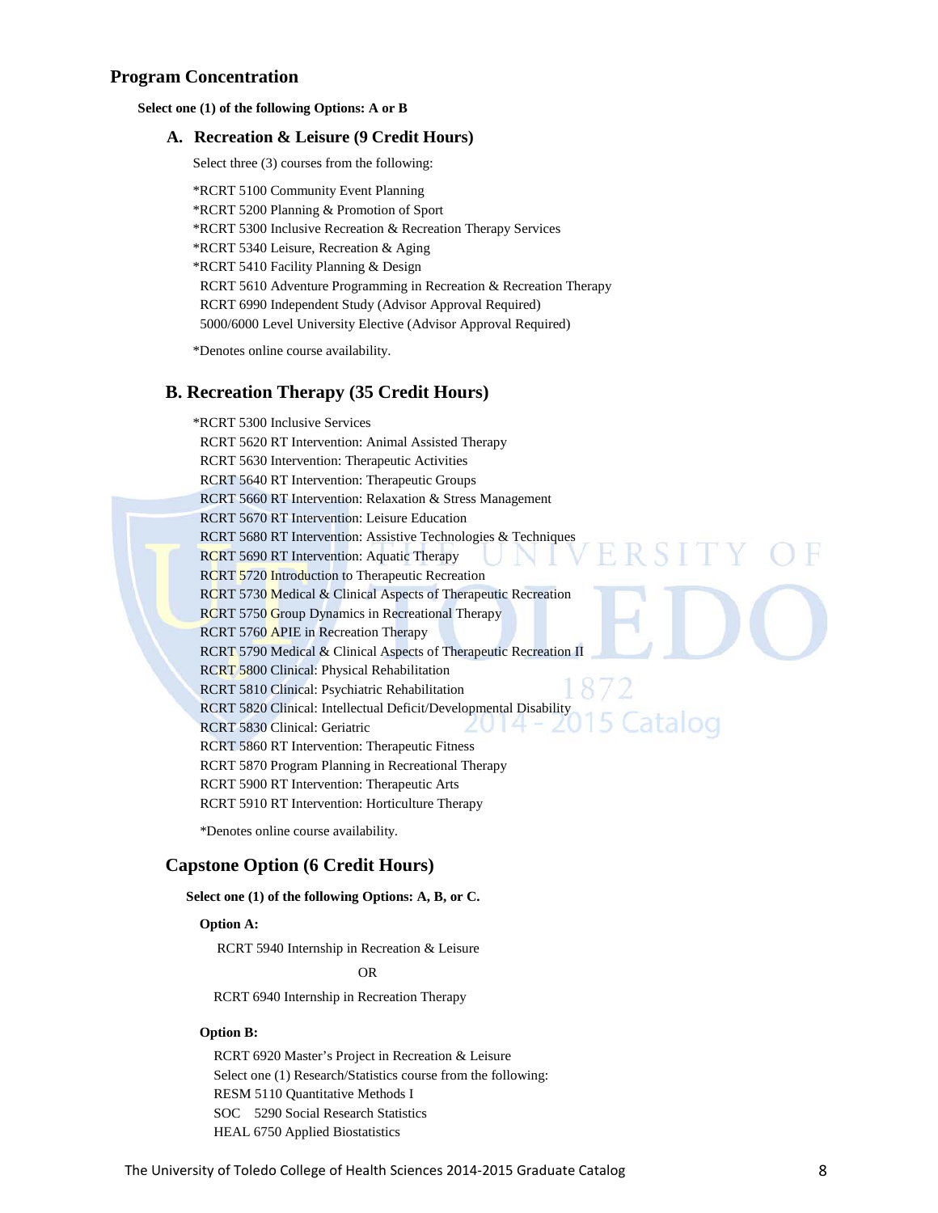## Program Concentration

**Select one (1) of the following Options: A or B**

### A. Recreation & Leisure (9 Credit Hours)

Select three (3) courses from the following:

*RCRT 5100 Community Event Planning
*RCRT 5200 Planning & Promotion of Sport
*RCRT 5300 Inclusive Recreation & Recreation Therapy Services
*RCRT 5340 Leisure, Recreation & Aging
*RCRT 5410 Facility Planning & Design
RCRT 5610 Adventure Programming in Recreation & Recreation Therapy
RCRT 6990 Independent Study (Advisor Approval Required)
5000/6000 Level University Elective (Advisor Approval Required)

*Denotes online course availability.

### B. Recreation Therapy (35 Credit Hours)

*RCRT 5300 Inclusive Services
RCRT 5620 RT Intervention: Animal Assisted Therapy
RCRT 5630 Intervention: Therapeutic Activities
RCRT 5640 RT Intervention: Therapeutic Groups
RCRT 5660 RT Intervention: Relaxation & Stress Management
RCRT 5670 RT Intervention: Leisure Education
RCRT 5680 RT Intervention: Assistive Technologies & Techniques
RCRT 5690 RT Intervention: Aquatic Therapy
RCRT 5720 Introduction to Therapeutic Recreation
RCRT 5730 Medical & Clinical Aspects of Therapeutic Recreation
RCRT 5750 Group Dynamics in Recreational Therapy
RCRT 5760 APIE in Recreation Therapy
RCRT 5790 Medical & Clinical Aspects of Therapeutic Recreation II
RCRT 5800 Clinical: Physical Rehabilitation
RCRT 5810 Clinical: Psychiatric Rehabilitation
RCRT 5820 Clinical: Intellectual Deficit/Developmental Disability
RCRT 5830 Clinical: Geriatric
RCRT 5860 RT Intervention: Therapeutic Fitness
RCRT 5870 Program Planning in Recreational Therapy
RCRT 5900 RT Intervention: Therapeutic Arts
RCRT 5910 RT Intervention: Horticulture Therapy

*Denotes online course availability.

### Capstone Option (6 Credit Hours)

**Select one (1) of the following Options: A, B, or C.**

**Option A:**

RCRT 5940 Internship in Recreation & Leisure

OR

RCRT 6940 Internship in Recreation Therapy

**Option B:**

RCRT 6920 Master's Project in Recreation & Leisure
Select one (1) Research/Statistics course from the following:
RESM 5110 Quantitative Methods I
SOC 5290 Social Research Statistics
HEAL 6750 Applied Biostatistics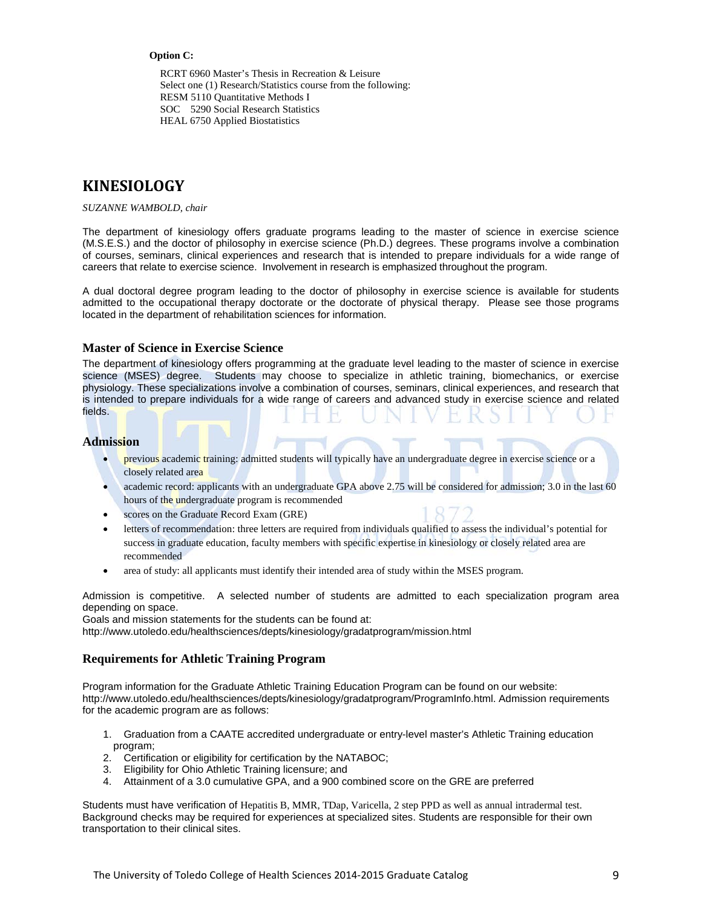**Option C:**

RCRT 6960 Master's Thesis in Recreation & Leisure
Select one (1) Research/Statistics course from the following:
RESM 5110 Quantitative Methods I
SOC 5290 Social Research Statistics
HEAL 6750 Applied Biostatistics

## KINESIOLOGY

*SUZANNE WAMBOLD, chair*

The department of kinesiology offers graduate programs leading to the master of science in exercise science (M.S.E.S.) and the doctor of philosophy in exercise science (Ph.D.) degrees. These programs involve a combination of courses, seminars, clinical experiences and research that is intended to prepare individuals for a wide range of careers that relate to exercise science. Involvement in research is emphasized throughout the program.

A dual doctoral degree program leading to the doctor of philosophy in exercise science is available for students admitted to the occupational therapy doctorate or the doctorate of physical therapy. Please see those programs located in the department of rehabilitation sciences for information.

### Master of Science in Exercise Science

The department of kinesiology offers programming at the graduate level leading to the master of science in exercise science (MSES) degree. Students may choose to specialize in athletic training, biomechanics, or exercise physiology. These specializations involve a combination of courses, seminars, clinical experiences, and research that is intended to prepare individuals for a wide range of careers and advanced study in exercise science and related fields.

### Admission

- previous academic training: admitted students will typically have an undergraduate degree in exercise science or a closely related area
- academic record: applicants with an undergraduate GPA above 2.75 will be considered for admission; 3.0 in the last 60 hours of the undergraduate program is recommended
- scores on the Graduate Record Exam (GRE)
- letters of recommendation: three letters are required from individuals qualified to assess the individual's potential for success in graduate education, faculty members with specific expertise in kinesiology or closely related area are recommended
- area of study: all applicants must identify their intended area of study within the MSES program.

Admission is competitive. A selected number of students are admitted to each specialization program area depending on space.
Goals and mission statements for the students can be found at:
http://www.utoledo.edu/healthsciences/depts/kinesiology/gradatprogram/mission.html

### Requirements for Athletic Training Program

Program information for the Graduate Athletic Training Education Program can be found on our website: http://www.utoledo.edu/healthsciences/depts/kinesiology/gradatprogram/ProgramInfo.html. Admission requirements for the academic program are as follows:

1. Graduation from a CAATE accredited undergraduate or entry-level master's Athletic Training education program;
2. Certification or eligibility for certification by the NATABOC;
3. Eligibility for Ohio Athletic Training licensure; and
4. Attainment of a 3.0 cumulative GPA, and a 900 combined score on the GRE are preferred

Students must have verification of Hepatitis B, MMR, TDap, Varicella, 2 step PPD as well as annual intradermal test. Background checks may be required for experiences at specialized sites. Students are responsible for their own transportation to their clinical sites.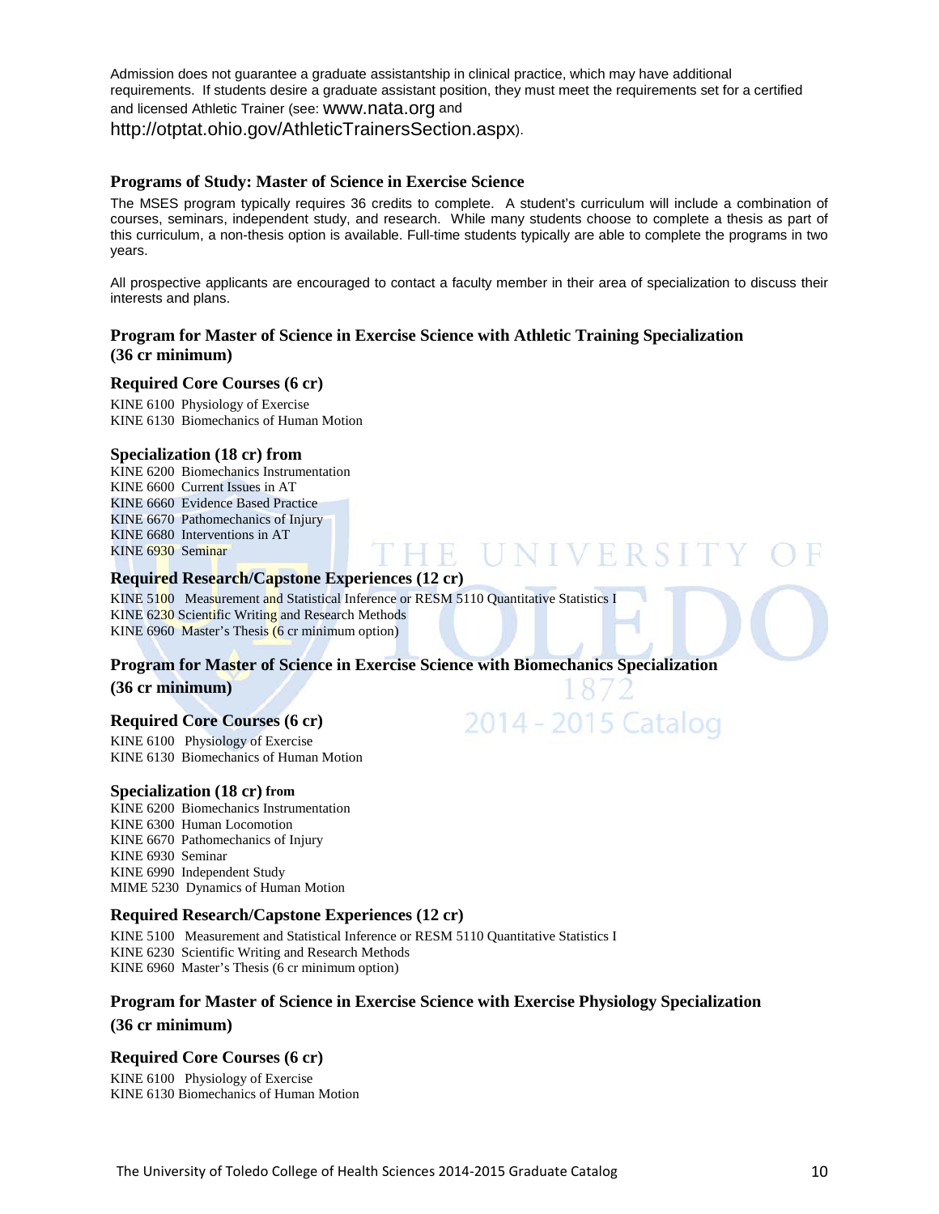Admission does not guarantee a graduate assistantship in clinical practice, which may have additional requirements. If students desire a graduate assistant position, they must meet the requirements set for a certified and licensed Athletic Trainer (see: www.nata.org and http://otptat.ohio.gov/AthleticTrainersSection.aspx).

### Programs of Study: Master of Science in Exercise Science

The MSES program typically requires 36 credits to complete. A student's curriculum will include a combination of courses, seminars, independent study, and research. While many students choose to complete a thesis as part of this curriculum, a non-thesis option is available. Full-time students typically are able to complete the programs in two years.

All prospective applicants are encouraged to contact a faculty member in their area of specialization to discuss their interests and plans.

### Program for Master of Science in Exercise Science with Athletic Training Specialization (36 cr minimum)

#### Required Core Courses (6 cr)

KINE 6100 Physiology of Exercise
KINE 6130 Biomechanics of Human Motion

#### Specialization (18 cr) from

KINE 6200 Biomechanics Instrumentation
KINE 6600 Current Issues in AT
KINE 6660 Evidence Based Practice
KINE 6670 Pathomechanics of Injury
KINE 6680 Interventions in AT
KINE 6930 Seminar

#### Required Research/Capstone Experiences (12 cr)

KINE 5100 Measurement and Statistical Inference or RESM 5110 Quantitative Statistics I
KINE 6230 Scientific Writing and Research Methods
KINE 6960 Master's Thesis (6 cr minimum option)

### Program for Master of Science in Exercise Science with Biomechanics Specialization (36 cr minimum)

#### Required Core Courses (6 cr)

KINE 6100 Physiology of Exercise
KINE 6130 Biomechanics of Human Motion

#### Specialization (18 cr) from

KINE 6200 Biomechanics Instrumentation
KINE 6300 Human Locomotion
KINE 6670 Pathomechanics of Injury
KINE 6930 Seminar
KINE 6990 Independent Study
MIME 5230 Dynamics of Human Motion

#### Required Research/Capstone Experiences (12 cr)

KINE 5100 Measurement and Statistical Inference or RESM 5110 Quantitative Statistics I
KINE 6230 Scientific Writing and Research Methods
KINE 6960 Master's Thesis (6 cr minimum option)

### Program for Master of Science in Exercise Science with Exercise Physiology Specialization (36 cr minimum)

#### Required Core Courses (6 cr)

KINE 6100 Physiology of Exercise
KINE 6130 Biomechanics of Human Motion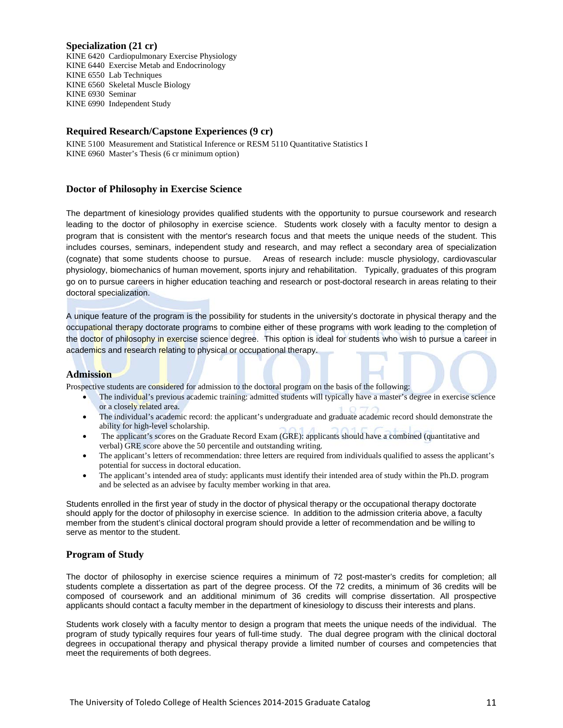### Specialization (21 cr)

KINE 6420 Cardiopulmonary Exercise Physiology
KINE 6440 Exercise Metab and Endocrinology
KINE 6550 Lab Techniques
KINE 6560 Skeletal Muscle Biology
KINE 6930 Seminar
KINE 6990 Independent Study

### Required Research/Capstone Experiences (9 cr)

KINE 5100 Measurement and Statistical Inference or RESM 5110 Quantitative Statistics I
KINE 6960 Master's Thesis (6 cr minimum option)

## Doctor of Philosophy in Exercise Science

The department of kinesiology provides qualified students with the opportunity to pursue coursework and research leading to the doctor of philosophy in exercise science. Students work closely with a faculty mentor to design a program that is consistent with the mentor's research focus and that meets the unique needs of the student. This includes courses, seminars, independent study and research, and may reflect a secondary area of specialization (cognate) that some students choose to pursue. Areas of research include: muscle physiology, cardiovascular physiology, biomechanics of human movement, sports injury and rehabilitation. Typically, graduates of this program go on to pursue careers in higher education teaching and research or post-doctoral research in areas relating to their doctoral specialization.

A unique feature of the program is the possibility for students in the university's doctorate in physical therapy and the occupational therapy doctorate programs to combine either of these programs with work leading to the completion of the doctor of philosophy in exercise science degree. This option is ideal for students who wish to pursue a career in academics and research relating to physical or occupational therapy.

### Admission

Prospective students are considered for admission to the doctoral program on the basis of the following:

- The individual's previous academic training: admitted students will typically have a master's degree in exercise science or a closely related area.
- The individual's academic record: the applicant's undergraduate and graduate academic record should demonstrate the ability for high-level scholarship.
- The applicant's scores on the Graduate Record Exam (GRE): applicants should have a combined (quantitative and verbal) GRE score above the 50 percentile and outstanding writing.
- The applicant's letters of recommendation: three letters are required from individuals qualified to assess the applicant's potential for success in doctoral education.
- The applicant's intended area of study: applicants must identify their intended area of study within the Ph.D. program and be selected as an advisee by faculty member working in that area.

Students enrolled in the first year of study in the doctor of physical therapy or the occupational therapy doctorate should apply for the doctor of philosophy in exercise science. In addition to the admission criteria above, a faculty member from the student's clinical doctoral program should provide a letter of recommendation and be willing to serve as mentor to the student.

### Program of Study

The doctor of philosophy in exercise science requires a minimum of 72 post-master's credits for completion; all students complete a dissertation as part of the degree process. Of the 72 credits, a minimum of 36 credits will be composed of coursework and an additional minimum of 36 credits will comprise dissertation. All prospective applicants should contact a faculty member in the department of kinesiology to discuss their interests and plans.

Students work closely with a faculty mentor to design a program that meets the unique needs of the individual. The program of study typically requires four years of full-time study. The dual degree program with the clinical doctoral degrees in occupational therapy and physical therapy provide a limited number of courses and competencies that meet the requirements of both degrees.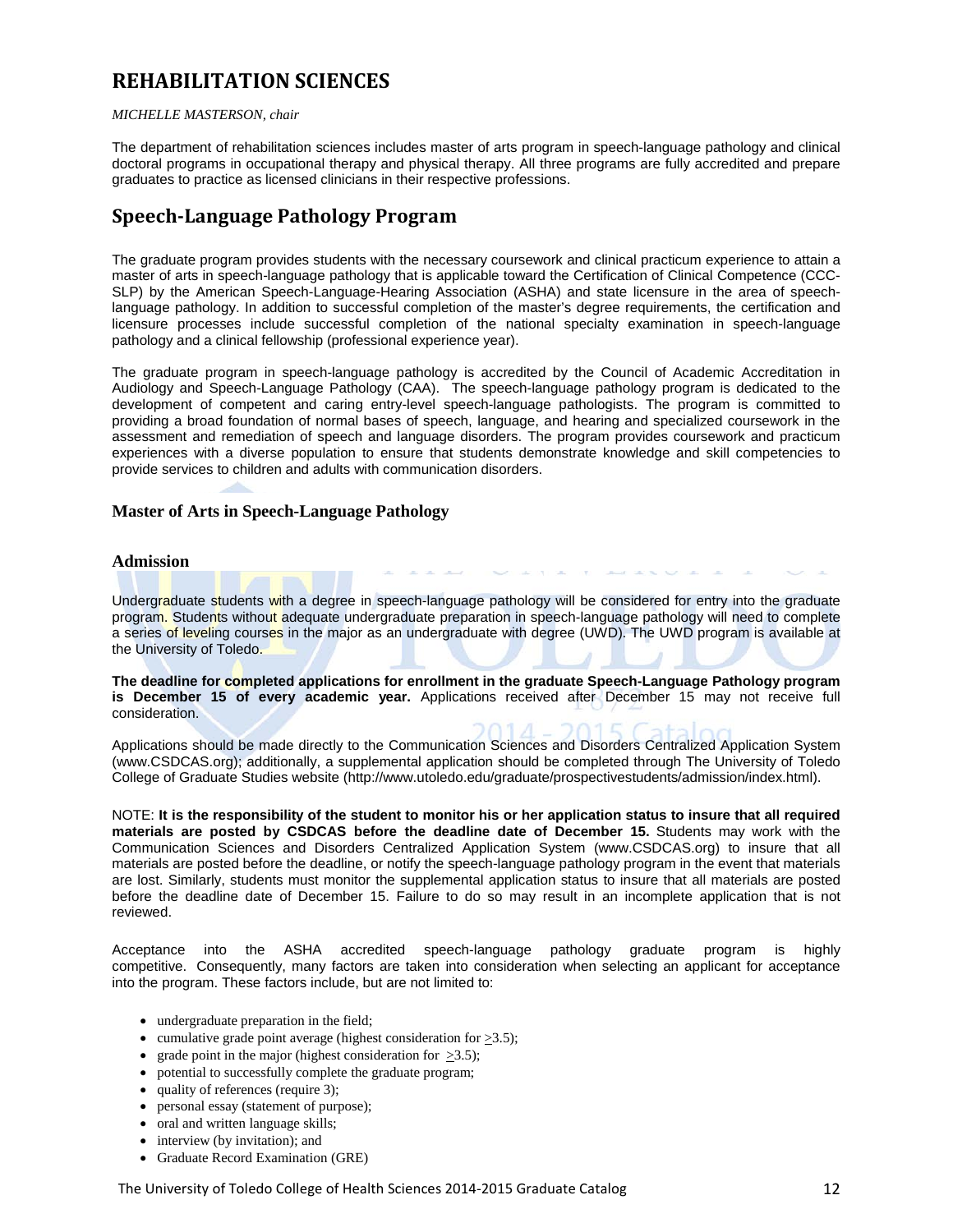# REHABILITATION SCIENCES

*MICHELLE MASTERSON, chair*

The department of rehabilitation sciences includes master of arts program in speech-language pathology and clinical doctoral programs in occupational therapy and physical therapy. All three programs are fully accredited and prepare graduates to practice as licensed clinicians in their respective professions.

## Speech-Language Pathology Program

The graduate program provides students with the necessary coursework and clinical practicum experience to attain a master of arts in speech-language pathology that is applicable toward the Certification of Clinical Competence (CCC-SLP) by the American Speech-Language-Hearing Association (ASHA) and state licensure in the area of speech-language pathology. In addition to successful completion of the master's degree requirements, the certification and licensure processes include successful completion of the national specialty examination in speech-language pathology and a clinical fellowship (professional experience year).

The graduate program in speech-language pathology is accredited by the Council of Academic Accreditation in Audiology and Speech-Language Pathology (CAA). The speech-language pathology program is dedicated to the development of competent and caring entry-level speech-language pathologists. The program is committed to providing a broad foundation of normal bases of speech, language, and hearing and specialized coursework in the assessment and remediation of speech and language disorders. The program provides coursework and practicum experiences with a diverse population to ensure that students demonstrate knowledge and skill competencies to provide services to children and adults with communication disorders.

### Master of Arts in Speech-Language Pathology

#### Admission

Undergraduate students with a degree in speech-language pathology will be considered for entry into the graduate program. Students without adequate undergraduate preparation in speech-language pathology will need to complete a series of leveling courses in the major as an undergraduate with degree (UWD). The UWD program is available at the University of Toledo.

**The deadline for completed applications for enrollment in the graduate Speech-Language Pathology program is December 15 of every academic year.** Applications received after December 15 may not receive full consideration.

Applications should be made directly to the Communication Sciences and Disorders Centralized Application System (www.CSDCAS.org); additionally, a supplemental application should be completed through The University of Toledo College of Graduate Studies website (http://www.utoledo.edu/graduate/prospectivestudents/admission/index.html).

NOTE: **It is the responsibility of the student to monitor his or her application status to insure that all required materials are posted by CSDCAS before the deadline date of December 15.** Students may work with the Communication Sciences and Disorders Centralized Application System (www.CSDCAS.org) to insure that all materials are posted before the deadline, or notify the speech-language pathology program in the event that materials are lost. Similarly, students must monitor the supplemental application status to insure that all materials are posted before the deadline date of December 15. Failure to do so may result in an incomplete application that is not reviewed.

Acceptance into the ASHA accredited speech-language pathology graduate program is highly competitive. Consequently, many factors are taken into consideration when selecting an applicant for acceptance into the program. These factors include, but are not limited to:

- undergraduate preparation in the field;
- cumulative grade point average (highest consideration for $\geq$3.5);
- grade point in the major (highest consideration for $\geq$3.5);
- potential to successfully complete the graduate program;
- quality of references (require 3);
- personal essay (statement of purpose);
- oral and written language skills;
- interview (by invitation); and
- Graduate Record Examination (GRE)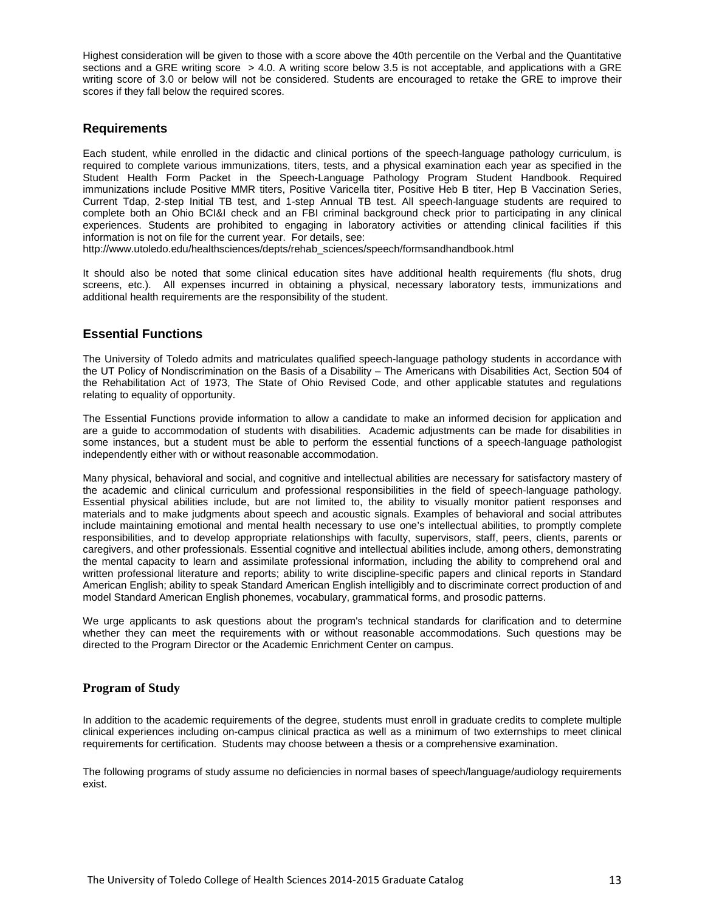Highest consideration will be given to those with a score above the 40th percentile on the Verbal and the Quantitative sections and a GRE writing score > 4.0. A writing score below 3.5 is not acceptable, and applications with a GRE writing score of 3.0 or below will not be considered. Students are encouraged to retake the GRE to improve their scores if they fall below the required scores.

## Requirements

Each student, while enrolled in the didactic and clinical portions of the speech-language pathology curriculum, is required to complete various immunizations, titers, tests, and a physical examination each year as specified in the Student Health Form Packet in the Speech-Language Pathology Program Student Handbook. Required immunizations include Positive MMR titers, Positive Varicella titer, Positive Heb B titer, Hep B Vaccination Series, Current Tdap, 2-step Initial TB test, and 1-step Annual TB test. All speech-language students are required to complete both an Ohio BCI&I check and an FBI criminal background check prior to participating in any clinical experiences. Students are prohibited to engaging in laboratory activities or attending clinical facilities if this information is not on file for the current year. For details, see:
http://www.utoledo.edu/healthsciences/depts/rehab_sciences/speech/formsandhandbook.html

It should also be noted that some clinical education sites have additional health requirements (flu shots, drug screens, etc.). All expenses incurred in obtaining a physical, necessary laboratory tests, immunizations and additional health requirements are the responsibility of the student.

## Essential Functions

The University of Toledo admits and matriculates qualified speech-language pathology students in accordance with the UT Policy of Nondiscrimination on the Basis of a Disability – The Americans with Disabilities Act, Section 504 of the Rehabilitation Act of 1973, The State of Ohio Revised Code, and other applicable statutes and regulations relating to equality of opportunity.

The Essential Functions provide information to allow a candidate to make an informed decision for application and are a guide to accommodation of students with disabilities. Academic adjustments can be made for disabilities in some instances, but a student must be able to perform the essential functions of a speech-language pathologist independently either with or without reasonable accommodation.

Many physical, behavioral and social, and cognitive and intellectual abilities are necessary for satisfactory mastery of the academic and clinical curriculum and professional responsibilities in the field of speech-language pathology. Essential physical abilities include, but are not limited to, the ability to visually monitor patient responses and materials and to make judgments about speech and acoustic signals. Examples of behavioral and social attributes include maintaining emotional and mental health necessary to use one's intellectual abilities, to promptly complete responsibilities, and to develop appropriate relationships with faculty, supervisors, staff, peers, clients, parents or caregivers, and other professionals. Essential cognitive and intellectual abilities include, among others, demonstrating the mental capacity to learn and assimilate professional information, including the ability to comprehend oral and written professional literature and reports; ability to write discipline-specific papers and clinical reports in Standard American English; ability to speak Standard American English intelligibly and to discriminate correct production of and model Standard American English phonemes, vocabulary, grammatical forms, and prosodic patterns.

We urge applicants to ask questions about the program's technical standards for clarification and to determine whether they can meet the requirements with or without reasonable accommodations. Such questions may be directed to the Program Director or the Academic Enrichment Center on campus.

## Program of Study

In addition to the academic requirements of the degree, students must enroll in graduate credits to complete multiple clinical experiences including on-campus clinical practica as well as a minimum of two externships to meet clinical requirements for certification. Students may choose between a thesis or a comprehensive examination.

The following programs of study assume no deficiencies in normal bases of speech/language/audiology requirements exist.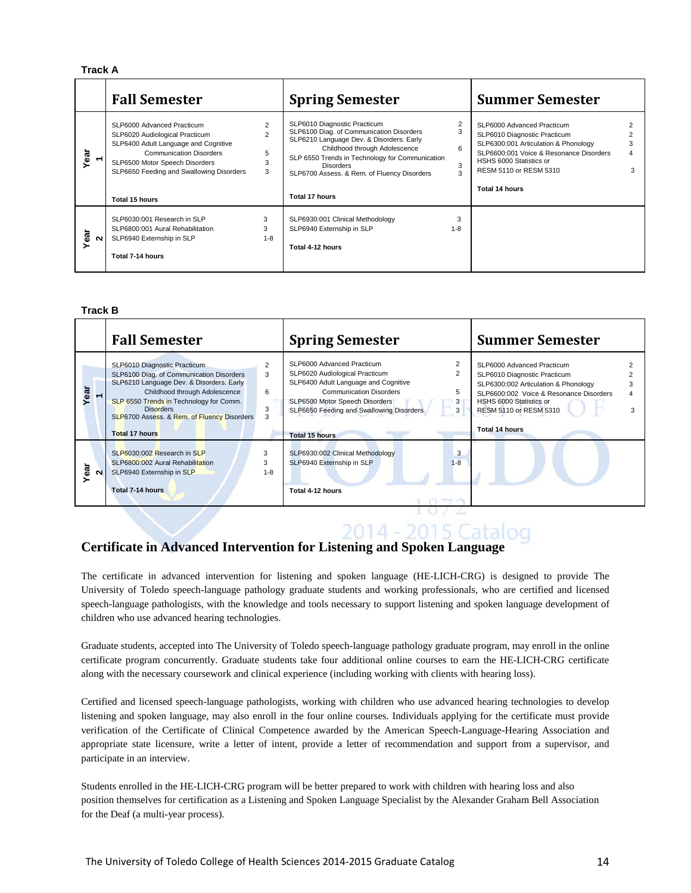**Track A**

| | Fall Semester | | Spring Semester | | Summer Semester | |
|---|---|---|---|---|---|---|
| Year 1 | SLP6000 Advanced Practicum<br>SLP6020 Audiological Practicum<br>SLP6400 Adult Language and Cognitive Communication Disorders<br>SLP6500 Motor Speech Disorders<br>SLP6650 Feeding and Swallowing Disorders<br><br>**Total 15 hours** | 2<br>2<br><br>5<br>3<br>3 | SLP6010 Diagnostic Practicum<br>SLP6100 Diag. of Communication Disorders<br>SLP6210 Language Dev. & Disorders: Early Childhood through Adolescence<br>SLP 6550 Trends in Technology for Communication Disorders<br>SLP6700 Assess. & Rem. of Fluency Disorders<br><br>**Total 17 hours** | 2<br>3<br><br>6<br><br>3<br>3 | SLP6000 Advanced Practicum<br>SLP6010 Diagnostic Practicum<br>SLP6300:001 Articulation & Phonology<br>SLP6600:001 Voice & Resonance Disorders<br>HSHS 6000 Statistics or RESM 5110 or RESM 5310<br><br>**Total 14 hours** | 2<br>2<br>3<br>4<br><br>3 |
| Year 2 | SLP6030:001 Research in SLP<br>SLP6800:001 Aural Rehabilitation<br>SLP6940 Externship in SLP<br><br>**Total 7-14 hours** | 3<br>3<br>1-8 | SLP6930:001 Clinical Methodology<br>SLP6940 Externship in SLP<br><br>**Total 4-12 hours** | 3<br>1-8 | | |

**Track B**

| | Fall Semester | | Spring Semester | | Summer Semester | |
|---|---|---|---|---|---|---|
| Year 1 | SLP6010 Diagnostic Practicum<br>SLP6100 Diag. of Communication Disorders<br>SLP6210 Language Dev. & Disorders: Early Childhood through Adolescence<br>SLP 6550 Trends in Technology for Comm. Disorders<br>SLP6700 Assess. & Rem. of Fluency Disorders<br><br>**Total 17 hours** | 2<br>3<br><br>6<br><br>3<br>3 | SLP6000 Advanced Practicum<br>SLP6020 Audiological Practicum<br>SLP6400 Adult Language and Cognitive Communication Disorders<br>SLP6500 Motor Speech Disorders<br>SLP6650 Feeding and Swallowing Disorders<br><br>**Total 15 hours** | 2<br>2<br><br>5<br>3<br>3 | SLP6000 Advanced Practicum<br>SLP6010 Diagnostic Practicum<br>SLP6300:002 Articulation & Phonology<br>SLP6600:002 Voice & Resonance Disorders<br>HSHS 6000 Statistics or RESM 5110 or RESM 5310<br><br>**Total 14 hours** | 2<br>2<br>3<br>4<br><br>3 |
| Year 2 | SLP6030:002 Research in SLP<br>SLP6800:002 Aural Rehabilitation<br>SLP6940 Externship in SLP<br><br>**Total 7-14 hours** | 3<br>3<br>1-8 | SLP6930:002 Clinical Methodology<br>SLP6940 Externship in SLP<br><br>**Total 4-12 hours** | 3<br>1-8 | | |

## Certificate in Advanced Intervention for Listening and Spoken Language

The certificate in advanced intervention for listening and spoken language (HE-LICH-CRG) is designed to provide The University of Toledo speech-language pathology graduate students and working professionals, who are certified and licensed speech-language pathologists, with the knowledge and tools necessary to support listening and spoken language development of children who use advanced hearing technologies.

Graduate students, accepted into The University of Toledo speech-language pathology graduate program, may enroll in the online certificate program concurrently. Graduate students take four additional online courses to earn the HE-LICH-CRG certificate along with the necessary coursework and clinical experience (including working with clients with hearing loss).

Certified and licensed speech-language pathologists, working with children who use advanced hearing technologies to develop listening and spoken language, may also enroll in the four online courses. Individuals applying for the certificate must provide verification of the Certificate of Clinical Competence awarded by the American Speech-Language-Hearing Association and appropriate state licensure, write a letter of intent, provide a letter of recommendation and support from a supervisor, and participate in an interview.

Students enrolled in the HE-LICH-CRG program will be better prepared to work with children with hearing loss and also position themselves for certification as a Listening and Spoken Language Specialist by the Alexander Graham Bell Association for the Deaf (a multi-year process).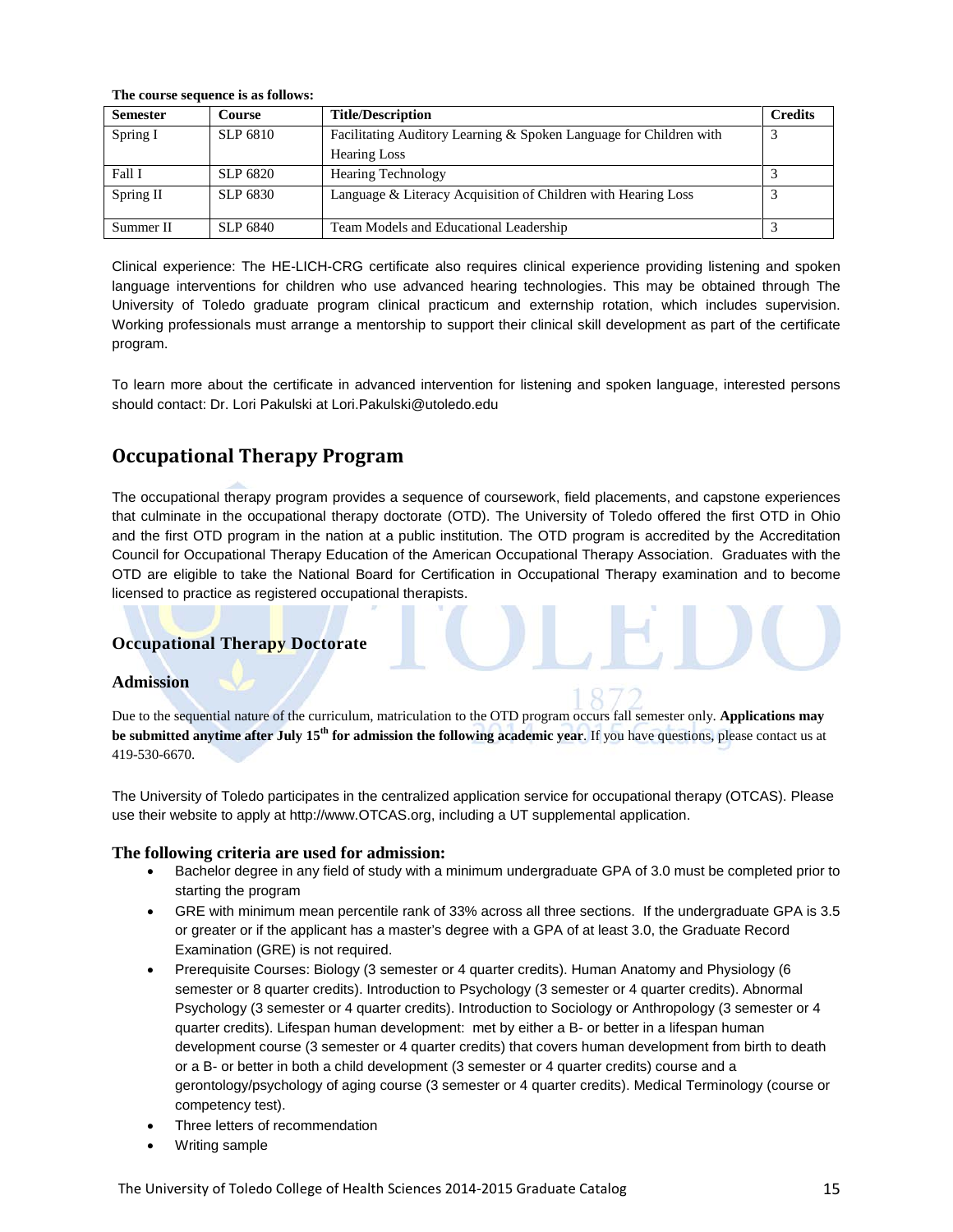**The course sequence is as follows:**

| Semester | Course | Title/Description | Credits |
|---|---|---|---|
| Spring I | SLP 6810 | Facilitating Auditory Learning & Spoken Language for Children with Hearing Loss | 3 |
| Fall I | SLP 6820 | Hearing Technology | 3 |
| Spring II | SLP 6830 | Language & Literacy Acquisition of Children with Hearing Loss | 3 |
| Summer II | SLP 6840 | Team Models and Educational Leadership | 3 |

Clinical experience: The HE-LICH-CRG certificate also requires clinical experience providing listening and spoken language interventions for children who use advanced hearing technologies. This may be obtained through The University of Toledo graduate program clinical practicum and externship rotation, which includes supervision. Working professionals must arrange a mentorship to support their clinical skill development as part of the certificate program.

To learn more about the certificate in advanced intervention for listening and spoken language, interested persons should contact: Dr. Lori Pakulski at Lori.Pakulski@utoledo.edu

## Occupational Therapy Program

The occupational therapy program provides a sequence of coursework, field placements, and capstone experiences that culminate in the occupational therapy doctorate (OTD). The University of Toledo offered the first OTD in Ohio and the first OTD program in the nation at a public institution. The OTD program is accredited by the Accreditation Council for Occupational Therapy Education of the American Occupational Therapy Association. Graduates with the OTD are eligible to take the National Board for Certification in Occupational Therapy examination and to become licensed to practice as registered occupational therapists.

### Occupational Therapy Doctorate

#### Admission

Due to the sequential nature of the curriculum, matriculation to the OTD program occurs fall semester only. **Applications may be submitted anytime after July 15th for admission the following academic year**. If you have questions, please contact us at 419-530-6670.

The University of Toledo participates in the centralized application service for occupational therapy (OTCAS). Please use their website to apply at http://www.OTCAS.org, including a UT supplemental application.

#### The following criteria are used for admission:

- Bachelor degree in any field of study with a minimum undergraduate GPA of 3.0 must be completed prior to starting the program
- GRE with minimum mean percentile rank of 33% across all three sections. If the undergraduate GPA is 3.5 or greater or if the applicant has a master's degree with a GPA of at least 3.0, the Graduate Record Examination (GRE) is not required.
- Prerequisite Courses: Biology (3 semester or 4 quarter credits). Human Anatomy and Physiology (6 semester or 8 quarter credits). Introduction to Psychology (3 semester or 4 quarter credits). Abnormal Psychology (3 semester or 4 quarter credits). Introduction to Sociology or Anthropology (3 semester or 4 quarter credits). Lifespan human development: met by either a B- or better in a lifespan human development course (3 semester or 4 quarter credits) that covers human development from birth to death or a B- or better in both a child development (3 semester or 4 quarter credits) course and a gerontology/psychology of aging course (3 semester or 4 quarter credits). Medical Terminology (course or competency test).
- Three letters of recommendation
- Writing sample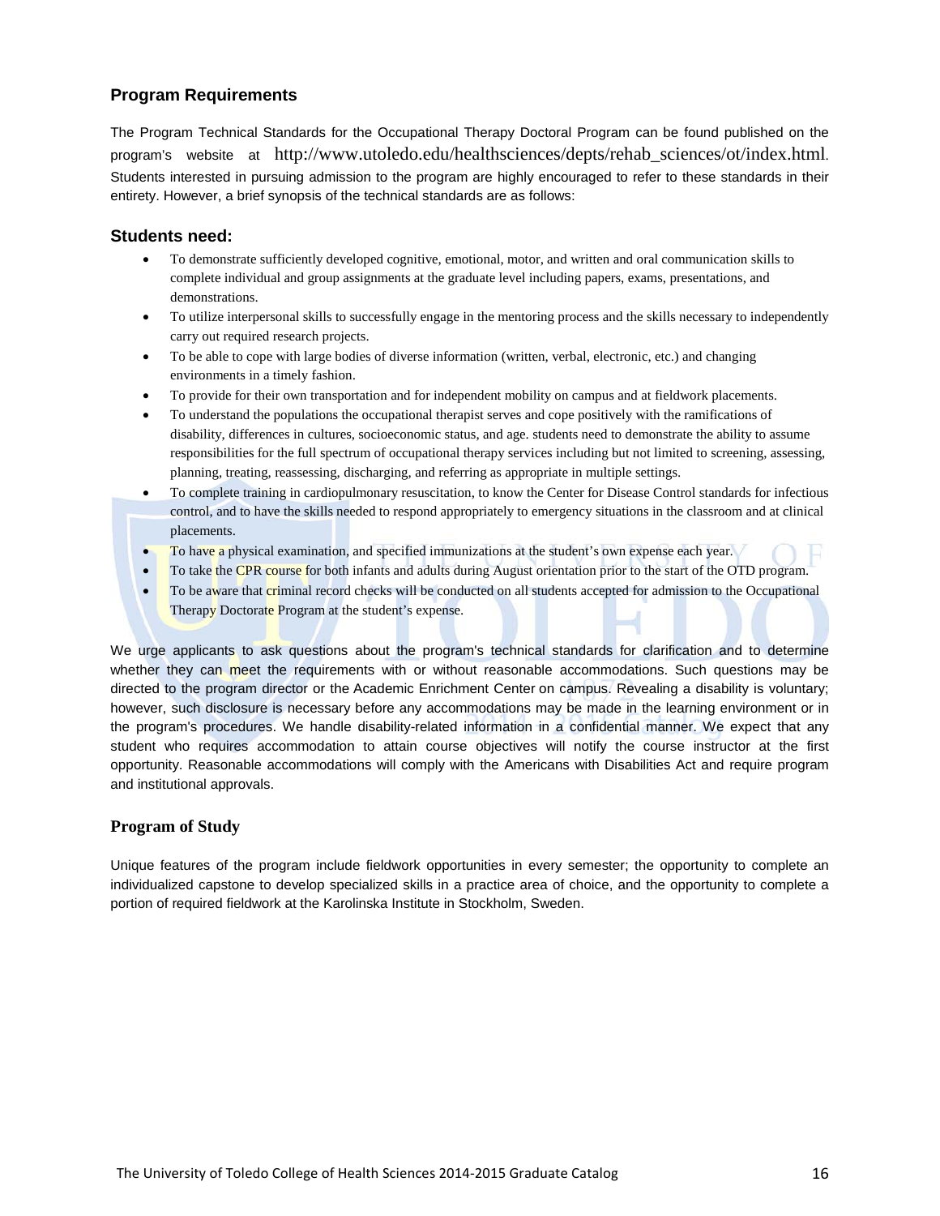## Program Requirements

The Program Technical Standards for the Occupational Therapy Doctoral Program can be found published on the program's website at http://www.utoledo.edu/healthsciences/depts/rehab_sciences/ot/index.html. Students interested in pursuing admission to the program are highly encouraged to refer to these standards in their entirety. However, a brief synopsis of the technical standards are as follows:

### Students need:

- To demonstrate sufficiently developed cognitive, emotional, motor, and written and oral communication skills to complete individual and group assignments at the graduate level including papers, exams, presentations, and demonstrations.
- To utilize interpersonal skills to successfully engage in the mentoring process and the skills necessary to independently carry out required research projects.
- To be able to cope with large bodies of diverse information (written, verbal, electronic, etc.) and changing environments in a timely fashion.
- To provide for their own transportation and for independent mobility on campus and at fieldwork placements.
- To understand the populations the occupational therapist serves and cope positively with the ramifications of disability, differences in cultures, socioeconomic status, and age. students need to demonstrate the ability to assume responsibilities for the full spectrum of occupational therapy services including but not limited to screening, assessing, planning, treating, reassessing, discharging, and referring as appropriate in multiple settings.
- To complete training in cardiopulmonary resuscitation, to know the Center for Disease Control standards for infectious control, and to have the skills needed to respond appropriately to emergency situations in the classroom and at clinical placements.
- To have a physical examination, and specified immunizations at the student's own expense each year.
- To take the CPR course for both infants and adults during August orientation prior to the start of the OTD program.
- To be aware that criminal record checks will be conducted on all students accepted for admission to the Occupational Therapy Doctorate Program at the student's expense.

We urge applicants to ask questions about the program's technical standards for clarification and to determine whether they can meet the requirements with or without reasonable accommodations. Such questions may be directed to the program director or the Academic Enrichment Center on campus. Revealing a disability is voluntary; however, such disclosure is necessary before any accommodations may be made in the learning environment or in the program's procedures. We handle disability-related information in a confidential manner. We expect that any student who requires accommodation to attain course objectives will notify the course instructor at the first opportunity. Reasonable accommodations will comply with the Americans with Disabilities Act and require program and institutional approvals.

## Program of Study

Unique features of the program include fieldwork opportunities in every semester; the opportunity to complete an individualized capstone to develop specialized skills in a practice area of choice, and the opportunity to complete a portion of required fieldwork at the Karolinska Institute in Stockholm, Sweden.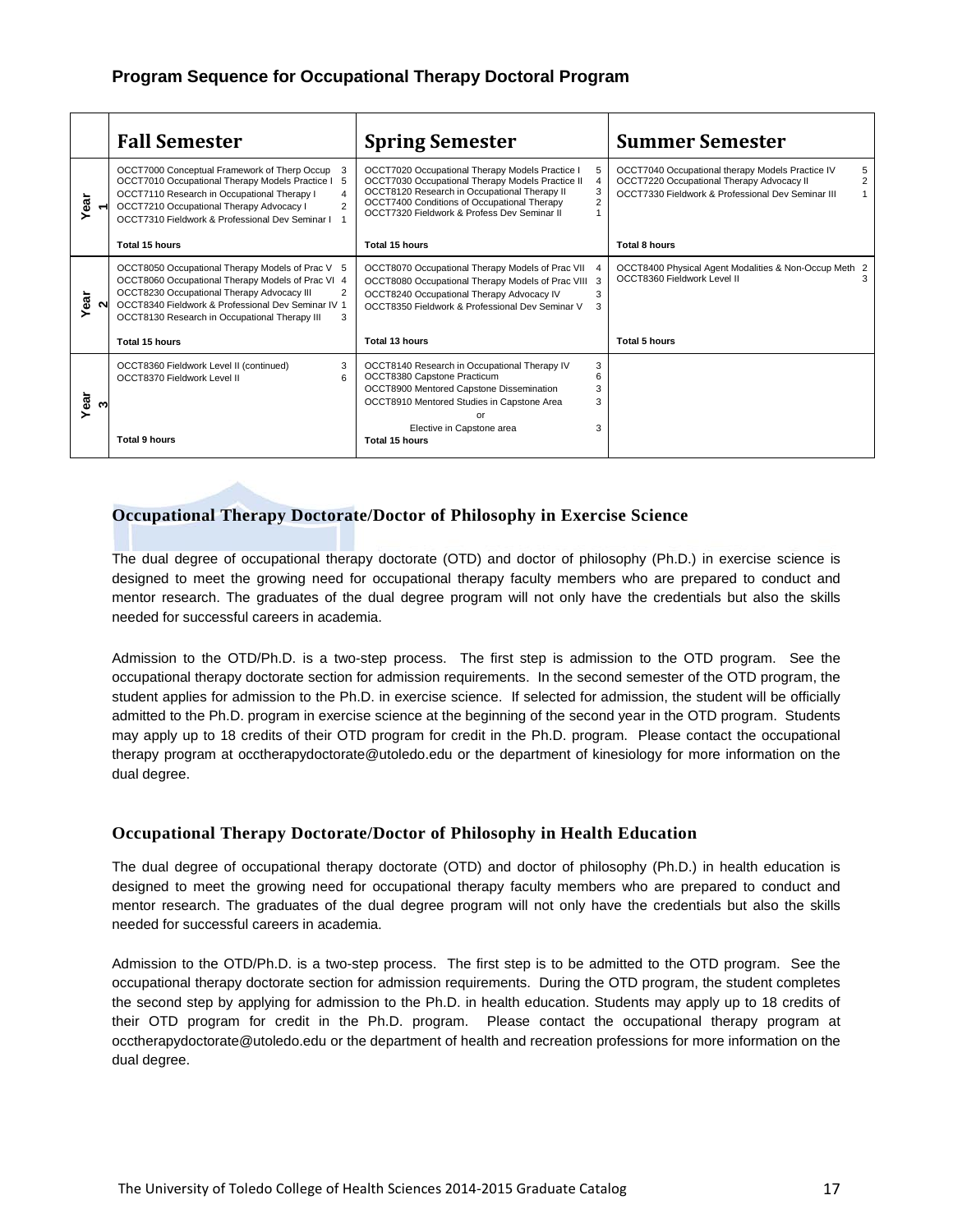### Program Sequence for Occupational Therapy Doctoral Program

| | Fall Semester | Spring Semester | Summer Semester |
|---|---|---|---|
| Year 1 | OCCT7000 Conceptual Framework of Therp Occup 3<br>OCCT7010 Occupational Therapy Models Practice I 5<br>OCCT7110 Research in Occupational Therapy I 4<br>OCCT7210 Occupational Therapy Advocacy I 2<br>OCCT7310 Fieldwork & Professional Dev Seminar I 1<br><br>**Total 15 hours** | OCCT7020 Occupational Therapy Models Practice I 5<br>OCCT7030 Occupational Therapy Models Practice II 4<br>OCCT8120 Research in Occupational Therapy II 3<br>OCCT7400 Conditions of Occupational Therapy 2<br>OCCT7320 Fieldwork & Profess Dev Seminar II 1<br><br>**Total 15 hours** | OCCT7040 Occupational therapy Models Practice IV 5<br>OCCT7220 Occupational Therapy Advocacy II 2<br>OCCT7330 Fieldwork & Professional Dev Seminar III 1<br><br>**Total 8 hours** |
| Year 2 | OCCT8050 Occupational Therapy Models of Prac V 5<br>OCCT8060 Occupational Therapy Models of Prac VI 4<br>OCCT8230 Occupational Therapy Advocacy III 2<br>OCCT8340 Fieldwork & Professional Dev Seminar IV 1<br>OCCT8130 Research in Occupational Therapy III 3<br><br>**Total 15 hours** | OCCT8070 Occupational Therapy Models of Prac VII 4<br>OCCT8080 Occupational Therapy Models of Prac VIII 3<br>OCCT8240 Occupational Therapy Advocacy IV 3<br>OCCT8350 Fieldwork & Professional Dev Seminar V 3<br><br>**Total 13 hours** | OCCT8400 Physical Agent Modalities & Non-Occup Meth 2<br>OCCT8360 Fieldwork Level II 3<br><br>**Total 5 hours** |
| Year 3 | OCCT8360 Fieldwork Level II (continued) 3<br>OCCT8370 Fieldwork Level II 6<br><br>**Total 9 hours** | OCCT8140 Research in Occupational Therapy IV 3<br>OCCT8380 Capstone Practicum 6<br>OCCT8900 Mentored Capstone Dissemination 3<br>OCCT8910 Mentored Studies in Capstone Area 3<br>or<br>Elective in Capstone area 3<br>**Total 15 hours** | |

### Occupational Therapy Doctorate/Doctor of Philosophy in Exercise Science

The dual degree of occupational therapy doctorate (OTD) and doctor of philosophy (Ph.D.) in exercise science is designed to meet the growing need for occupational therapy faculty members who are prepared to conduct and mentor research. The graduates of the dual degree program will not only have the credentials but also the skills needed for successful careers in academia.

Admission to the OTD/Ph.D. is a two-step process. The first step is admission to the OTD program. See the occupational therapy doctorate section for admission requirements. In the second semester of the OTD program, the student applies for admission to the Ph.D. in exercise science. If selected for admission, the student will be officially admitted to the Ph.D. program in exercise science at the beginning of the second year in the OTD program. Students may apply up to 18 credits of their OTD program for credit in the Ph.D. program. Please contact the occupational therapy program at occtherapydoctorate@utoledo.edu or the department of kinesiology for more information on the dual degree.

### Occupational Therapy Doctorate/Doctor of Philosophy in Health Education

The dual degree of occupational therapy doctorate (OTD) and doctor of philosophy (Ph.D.) in health education is designed to meet the growing need for occupational therapy faculty members who are prepared to conduct and mentor research. The graduates of the dual degree program will not only have the credentials but also the skills needed for successful careers in academia.

Admission to the OTD/Ph.D. is a two-step process. The first step is to be admitted to the OTD program. See the occupational therapy doctorate section for admission requirements. During the OTD program, the student completes the second step by applying for admission to the Ph.D. in health education. Students may apply up to 18 credits of their OTD program for credit in the Ph.D. program. Please contact the occupational therapy program at occtherapydoctorate@utoledo.edu or the department of health and recreation professions for more information on the dual degree.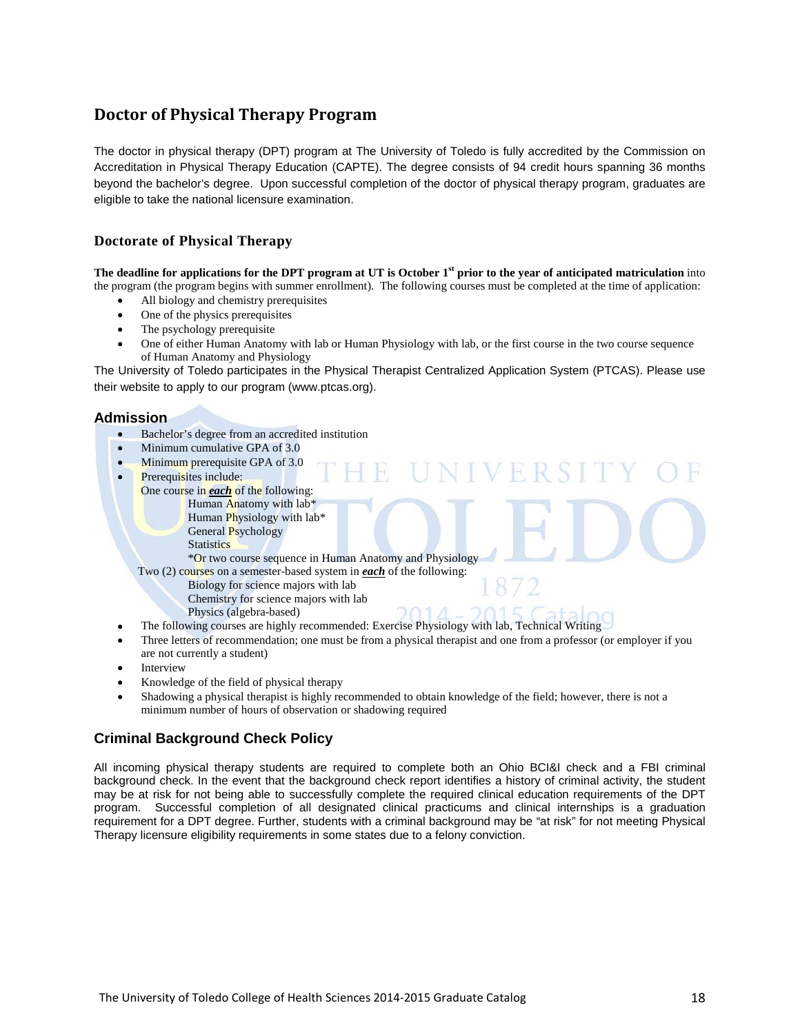## Doctor of Physical Therapy Program

The doctor in physical therapy (DPT) program at The University of Toledo is fully accredited by the Commission on Accreditation in Physical Therapy Education (CAPTE). The degree consists of 94 credit hours spanning 36 months beyond the bachelor's degree. Upon successful completion of the doctor of physical therapy program, graduates are eligible to take the national licensure examination.

### Doctorate of Physical Therapy

**The deadline for applications for the DPT program at UT is October 1st prior to the year of anticipated matriculation** into the program (the program begins with summer enrollment). The following courses must be completed at the time of application:

- All biology and chemistry prerequisites
- One of the physics prerequisites
- The psychology prerequisite
- One of either Human Anatomy with lab or Human Physiology with lab, or the first course in the two course sequence of Human Anatomy and Physiology

The University of Toledo participates in the Physical Therapist Centralized Application System (PTCAS). Please use their website to apply to our program (www.ptcas.org).

### Admission

- Bachelor's degree from an accredited institution
- Minimum cumulative GPA of 3.0
- Minimum prerequisite GPA of 3.0
- Prerequisites include:
  One course in ***each*** of the following:
    - Human Anatomy with lab*
    - Human Physiology with lab*
    - General Psychology
    - Statistics
    - *Or two course sequence in Human Anatomy and Physiology

  Two (2) courses on a semester-based system in ***each*** of the following:
    - Biology for science majors with lab
    - Chemistry for science majors with lab
    - Physics (algebra-based)
- The following courses are highly recommended: Exercise Physiology with lab, Technical Writing
- Three letters of recommendation; one must be from a physical therapist and one from a professor (or employer if you are not currently a student)
- Interview
- Knowledge of the field of physical therapy
- Shadowing a physical therapist is highly recommended to obtain knowledge of the field; however, there is not a minimum number of hours of observation or shadowing required

### Criminal Background Check Policy

All incoming physical therapy students are required to complete both an Ohio BCI&I check and a FBI criminal background check. In the event that the background check report identifies a history of criminal activity, the student may be at risk for not being able to successfully complete the required clinical education requirements of the DPT program. Successful completion of all designated clinical practicums and clinical internships is a graduation requirement for a DPT degree. Further, students with a criminal background may be "at risk" for not meeting Physical Therapy licensure eligibility requirements in some states due to a felony conviction.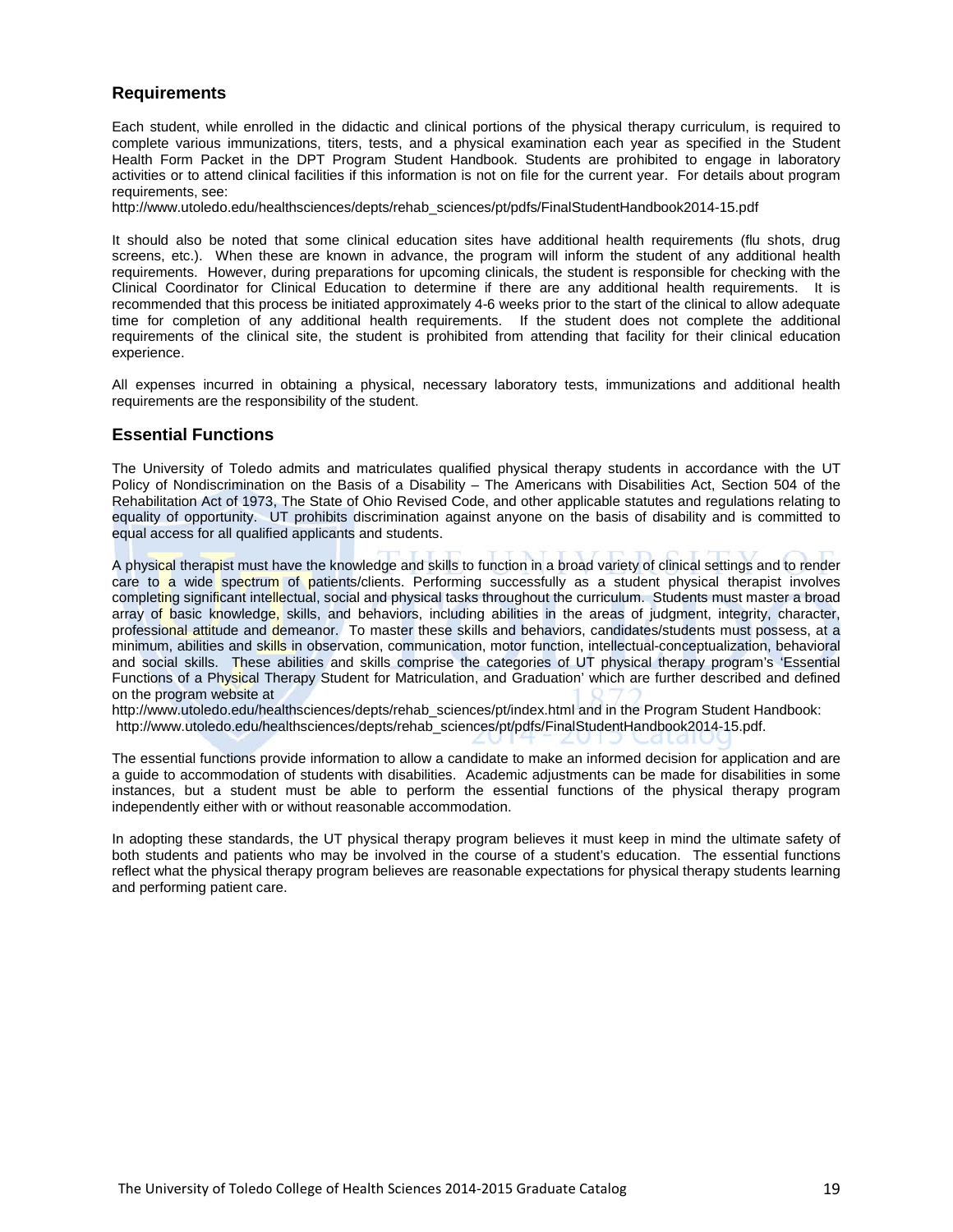## Requirements

Each student, while enrolled in the didactic and clinical portions of the physical therapy curriculum, is required to complete various immunizations, titers, tests, and a physical examination each year as specified in the Student Health Form Packet in the DPT Program Student Handbook. Students are prohibited to engage in laboratory activities or to attend clinical facilities if this information is not on file for the current year. For details about program requirements, see:
http://www.utoledo.edu/healthsciences/depts/rehab_sciences/pt/pdfs/FinalStudentHandbook2014-15.pdf

It should also be noted that some clinical education sites have additional health requirements (flu shots, drug screens, etc.). When these are known in advance, the program will inform the student of any additional health requirements. However, during preparations for upcoming clinicals, the student is responsible for checking with the Clinical Coordinator for Clinical Education to determine if there are any additional health requirements. It is recommended that this process be initiated approximately 4-6 weeks prior to the start of the clinical to allow adequate time for completion of any additional health requirements. If the student does not complete the additional requirements of the clinical site, the student is prohibited from attending that facility for their clinical education experience.

All expenses incurred in obtaining a physical, necessary laboratory tests, immunizations and additional health requirements are the responsibility of the student.

## Essential Functions

The University of Toledo admits and matriculates qualified physical therapy students in accordance with the UT Policy of Nondiscrimination on the Basis of a Disability – The Americans with Disabilities Act, Section 504 of the Rehabilitation Act of 1973, The State of Ohio Revised Code, and other applicable statutes and regulations relating to equality of opportunity. UT prohibits discrimination against anyone on the basis of disability and is committed to equal access for all qualified applicants and students.

A physical therapist must have the knowledge and skills to function in a broad variety of clinical settings and to render care to a wide spectrum of patients/clients. Performing successfully as a student physical therapist involves completing significant intellectual, social and physical tasks throughout the curriculum. Students must master a broad array of basic knowledge, skills, and behaviors, including abilities in the areas of judgment, integrity, character, professional attitude and demeanor. To master these skills and behaviors, candidates/students must possess, at a minimum, abilities and skills in observation, communication, motor function, intellectual-conceptualization, behavioral and social skills. These abilities and skills comprise the categories of UT physical therapy program's 'Essential Functions of a Physical Therapy Student for Matriculation, and Graduation' which are further described and defined on the program website at
http://www.utoledo.edu/healthsciences/depts/rehab_sciences/pt/index.html and in the Program Student Handbook:
http://www.utoledo.edu/healthsciences/depts/rehab_sciences/pt/pdfs/FinalStudentHandbook2014-15.pdf.

The essential functions provide information to allow a candidate to make an informed decision for application and are a guide to accommodation of students with disabilities. Academic adjustments can be made for disabilities in some instances, but a student must be able to perform the essential functions of the physical therapy program independently either with or without reasonable accommodation.

In adopting these standards, the UT physical therapy program believes it must keep in mind the ultimate safety of both students and patients who may be involved in the course of a student's education. The essential functions reflect what the physical therapy program believes are reasonable expectations for physical therapy students learning and performing patient care.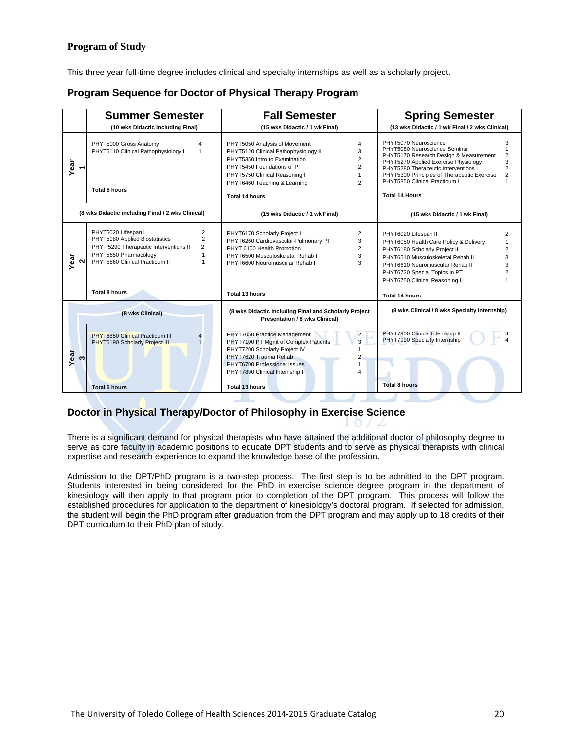### Program of Study

This three year full-time degree includes clinical and specialty internships as well as a scholarly project.

### Program Sequence for Doctor of Physical Therapy Program

| | Summer Semester (10 wks Didactic including Final) | Fall Semester (15 wks Didactic / 1 wk Final) | Spring Semester (13 wks Didactic / 1 wk Final / 2 wks Clinical) |
|---|---|---|---|
| Year 1 | PHYT5000 Gross Anatomy 4<br>PHYT5110 Clinical Pathophysiology I 1<br><br>**Total 5 hours** | PHYT5050 Analysis of Movement 4<br>PHYT5120 Clinical Pathophysiology II 3<br>PHYT5350 Intro to Examination 2<br>PHYT5450 Foundations of PT 2<br>PHYT5750 Clinical Reasoning I 1<br>PHYT6460 Teaching & Learning 2<br><br>**Total 14 hours** | PHYT5070 Neuroscience 3<br>PHYT5080 Neuroscience Seminar 1<br>PHYT5170 Research Design & Measurement 2<br>PHYT5270 Applied Exercise Physiology 3<br>PHYT5280 Therapeutic Interventions I 2<br>PHYT5300 Principles of Therapeutic Exercise 2<br>PHYT5850 Clinical Practicum I 1<br><br>**Total 14 Hours** |
| | (8 wks Didactic including Final / 2 wks Clinical) | (15 wks Didactic / 1 wk Final) | (15 wks Didactic / 1 wk Final) |
| Year 2 | PHYT5020 Lifespan I 2<br>PHYT5180 Applied Biostatistics 2<br>PHYT 5290 Therapeutic Interventions II 2<br>PHYT5650 Pharmacology 1<br>PHYT5860 Clinical Practicum II 1<br><br>**Total 8 hours** | PHYT6170 Scholarly Project I 2<br>PHYT6260 Cardiovascular-Pulmonary PT 3<br>PHYT 6100 Health Promotion 2<br>PHYT6500 Musculoskeletal Rehab I 3<br>PHYT6600 Neuromuscular Rehab I 3<br><br>**Total 13 hours** | PHYT6020 Lifespan II 2<br>PHYT6050 Health Care Policy & Delivery 1<br>PHYT6180 Scholarly Project II 2<br>PHYT6510 Musculoskeletal Rehab II 3<br>PHYT6610 Neuromuscular Rehab II 3<br>PHYT6720 Special Topics in PT 2<br>PHYT6750 Clinical Reasoning II 1<br><br>**Total 14 hours** |
| | (8 wks Clinical) | (8 wks Didactic including Final and Scholarly Project Presentation / 8 wks Clinical) | (8 wks Clinical / 8 wks Specialty Internship) |
| Year 3 | PHYT6850 Clinical Practicum III 4<br>PHYT6190 Scholarly Project III 1<br><br>**Total 5 hours** | PHYT7050 Practice Management 2<br>PHYT7100 PT Mgmt of Complex Patients 3<br>PHYT7200 Scholarly Project IV 1<br>PHYT7620 Trauma Rehab 2<br>PHYT6700 Professional Issues 1<br>PHYT7890 Clinical Internship I 4<br><br>**Total 13 hours** | PHYT7900 Clinical Internship II 4<br>PHYT7990 Specialty Internship 4<br><br>**Total 8 hours** |

### Doctor in Physical Therapy/Doctor of Philosophy in Exercise Science

There is a significant demand for physical therapists who have attained the additional doctor of philosophy degree to serve as core faculty in academic positions to educate DPT students and to serve as physical therapists with clinical expertise and research experience to expand the knowledge base of the profession.

Admission to the DPT/PhD program is a two-step process. The first step is to be admitted to the DPT program. Students interested in being considered for the PhD in exercise science degree program in the department of kinesiology will then apply to that program prior to completion of the DPT program. This process will follow the established procedures for application to the department of kinesiology's doctoral program. If selected for admission, the student will begin the PhD program after graduation from the DPT program and may apply up to 18 credits of their DPT curriculum to their PhD plan of study.